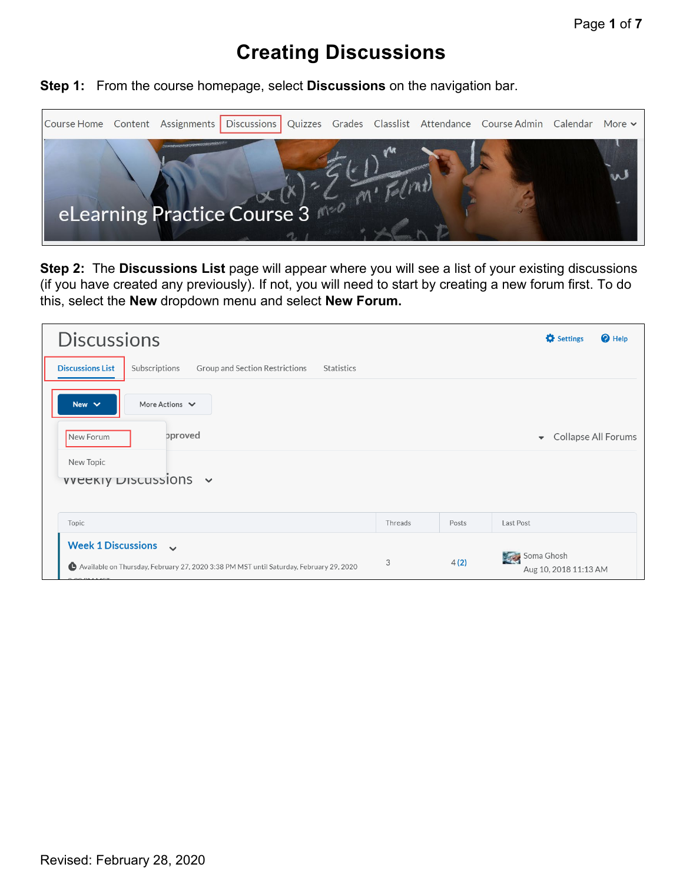# Creating Discussions

**Step 1:** From the course homepage, select **Discussions** on the navigation bar.

**Step 2:** The **Discussions List** page will appear where you will see a list of your existing discussions (if you have created any previously). If not, you will need to start by creating a new forum first. To do this, select the **New** dropdown menu and select **New Forum.**

Revised: February 28, 2020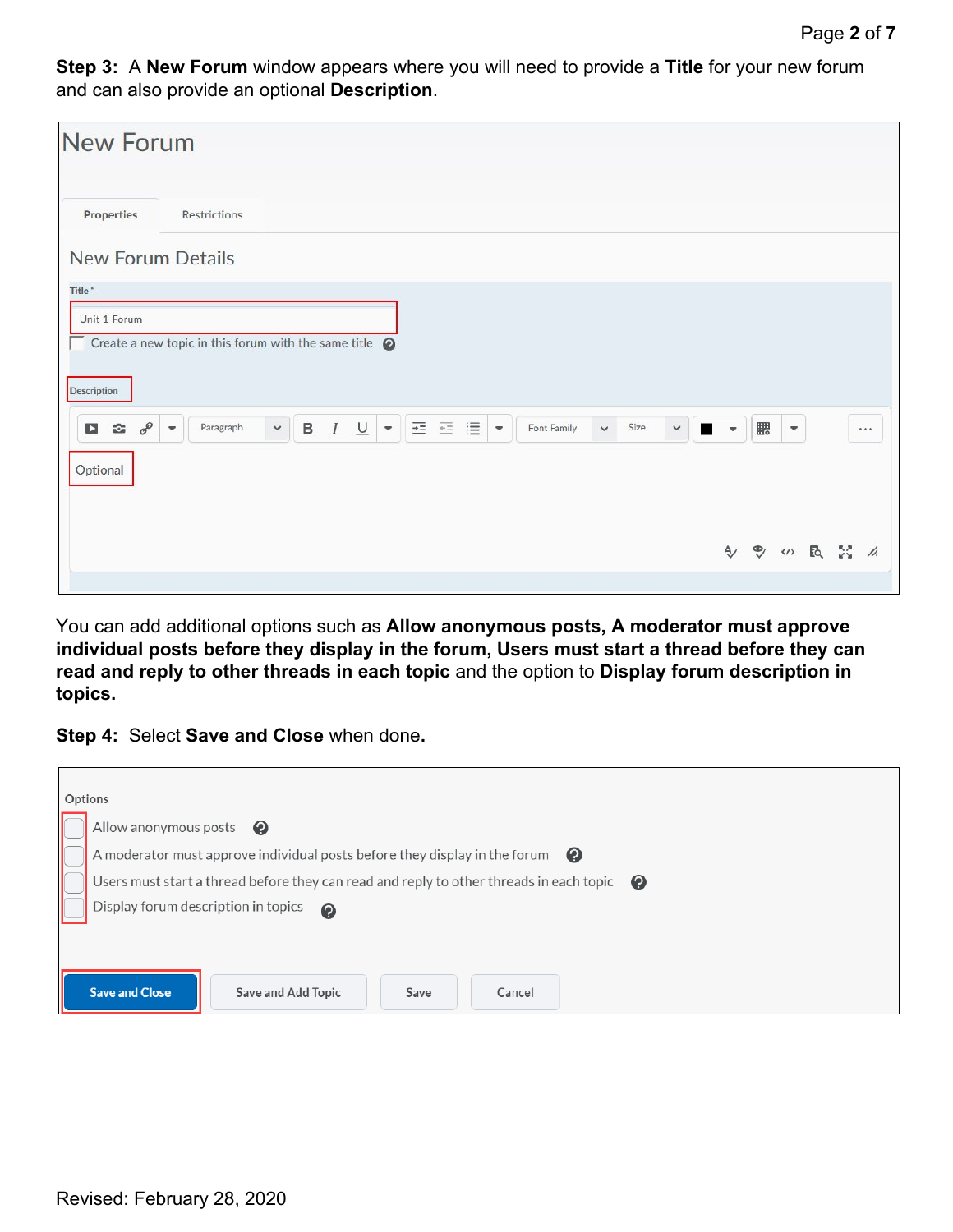**Step 3:** A **New Forum** window appears where you will need to provide a **Title** for your new forum and can also provide an optional **Description**.

You can add additional options such as **Allow anonymous posts, A moderator must approve individual posts before they display in the forum, Users must start a thread before they can read and reply to other threads in each topic** and the option to **Display forum description in topics.**

**Step 4:** Select **Save and Close** when done.

Revised: February 28, 2020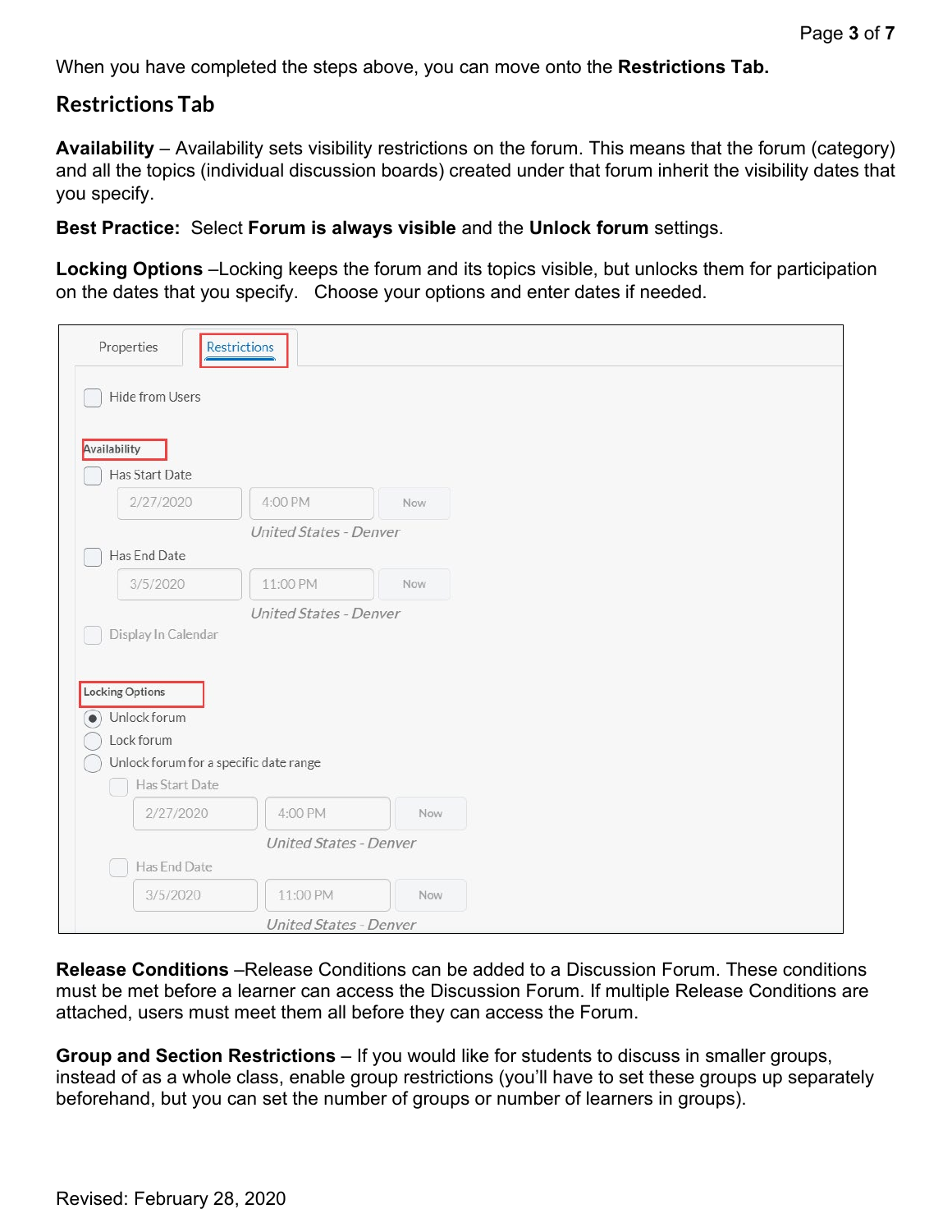When you have completed the steps above, you can move onto the **Restrictions Tab.**

## Restrictions Tab

**Availability** – Availability sets visibility restrictions on the forum. This means that the forum (category) and all the topics (individual discussion boards) created under that forum inherit the visibility dates that you specify.

**Best Practice:** Select **Forum is always visible** and the **Unlock forum** settings.

**Locking Options** –Locking keeps the forum and its topics visible, but unlocks them for participation on the dates that you specify. Choose your options and enter dates if needed.

**Release Conditions** –Release Conditions can be added to a Discussion Forum. These conditions must be met before a learner can access the Discussion Forum. If multiple Release Conditions are attached, users must meet them all before they can access the Forum.

**Group and Section Restrictions** – If you would like for students to discuss in smaller groups, instead of as a whole class, enable group restrictions (you'll have to set these groups up separately beforehand, but you can set the number of groups or number of learners in groups).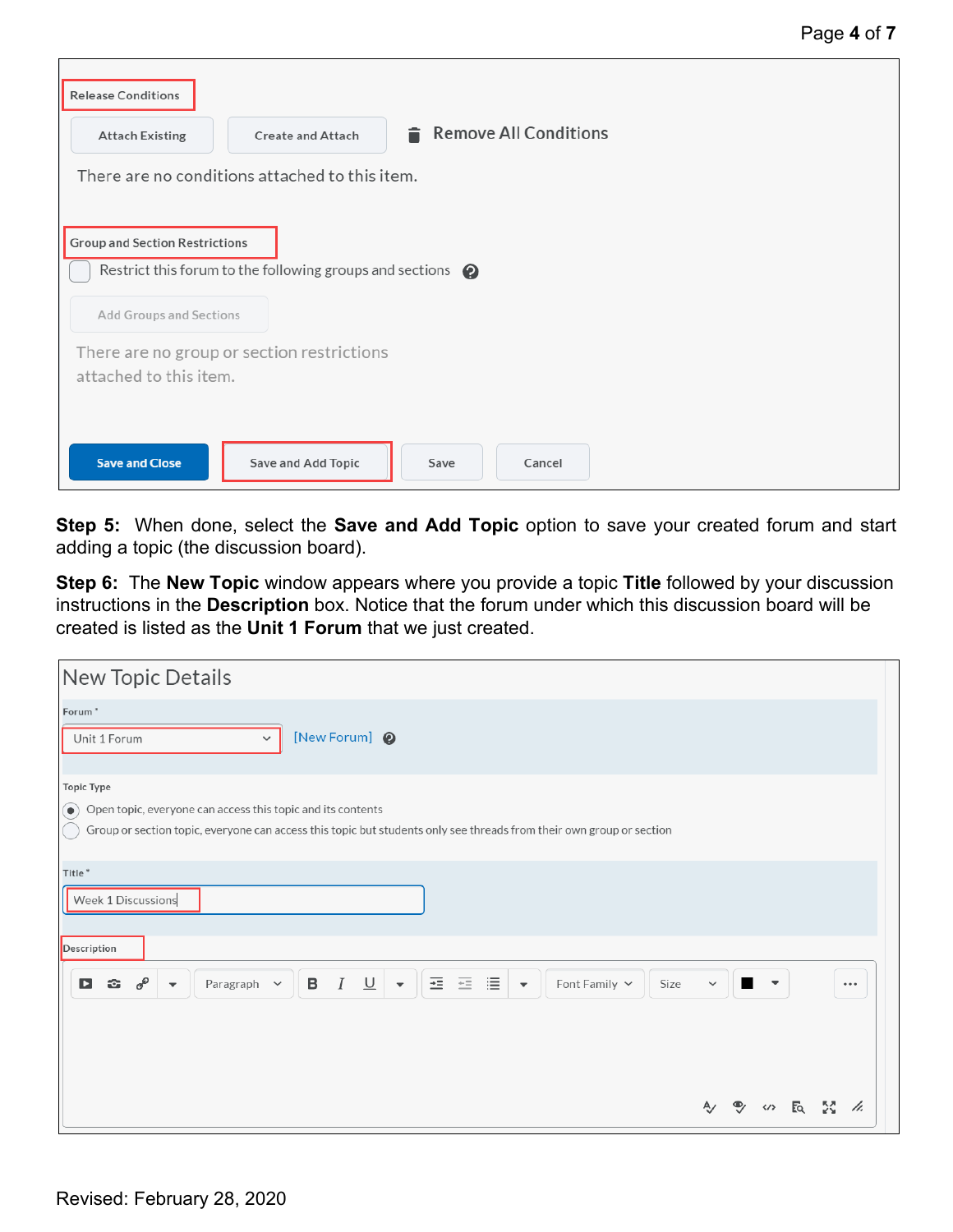**Step 5:** When done, select the **Save and Add Topic** option to save your created forum and start adding a topic (the discussion board).

**Step 6:** The **New Topic** window appears where you provide a topic **Title** followed by your discussion instructions in the **Description** box. Notice that the forum under which this discussion board will be created is listed as the **Unit 1 Forum** that we just created.

Revised: February 28, 2020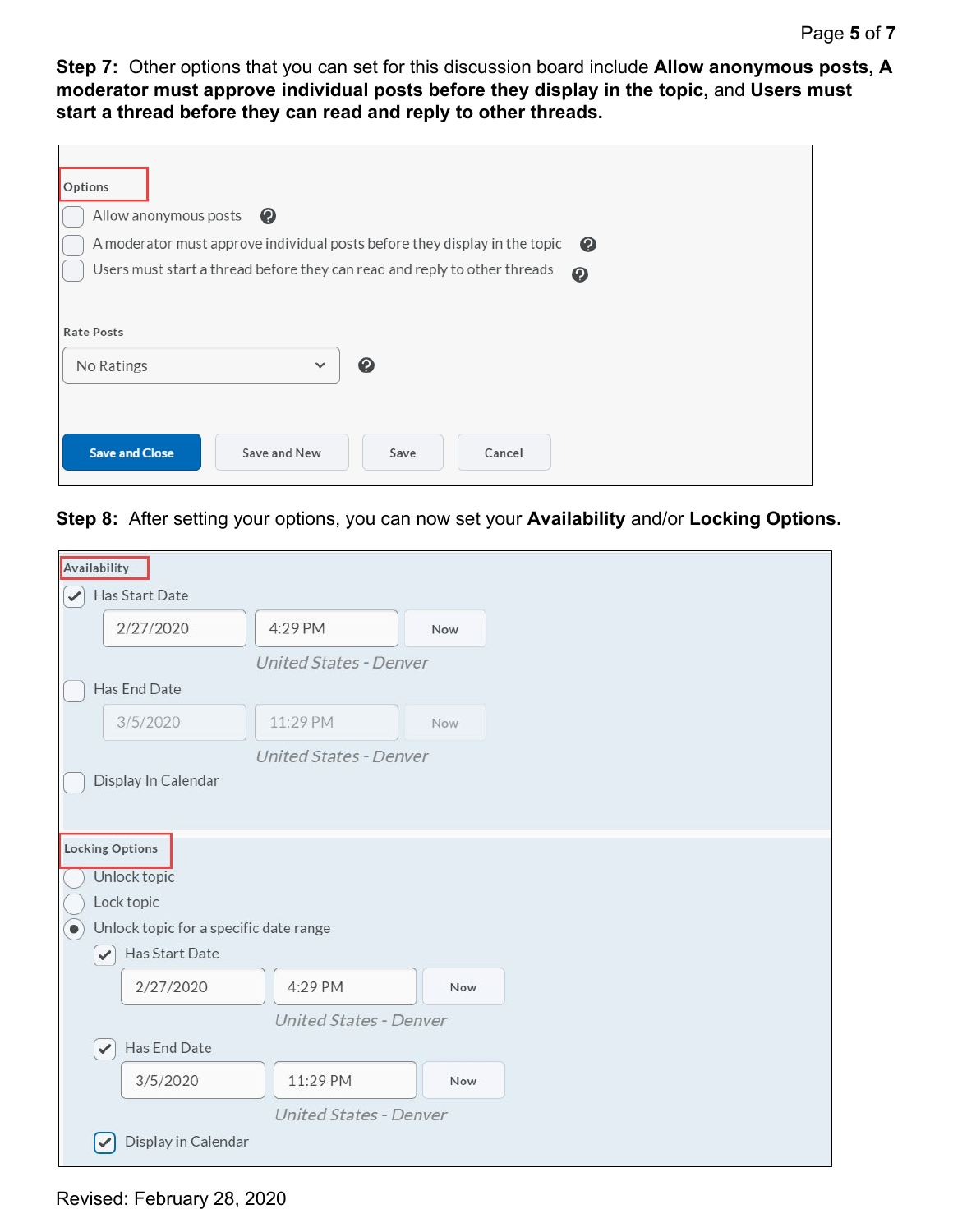**Step 7:** Other options that you can set for this discussion board include **Allow anonymous posts, A moderator must approve individual posts before they display in the topic,** and **Users must start a thread before they can read and reply to other threads.**

Options

- [ ] Allow anonymous posts
- [ ] A moderator must approve individual posts before they display in the topic
- [ ] Users must start a thread before they can read and reply to other threads

Rate Posts

No Ratings

Save and Close | Save and New | Save | Cancel

**Step 8:** After setting your options, you can now set your **Availability** and/or **Locking Options.**

Availability

- [x] Has Start Date

2/27/2020 | 4:29 PM | Now

*United States - Denver*

- [ ] Has End Date

3/5/2020 | 11:29 PM | Now

*United States - Denver*

- [ ] Display In Calendar

Locking Options

- ( ) Unlock topic
- ( ) Lock topic
- (•) Unlock topic for a specific date range
  - [x] Has Start Date

    2/27/2020 | 4:29 PM | Now

    *United States - Denver*
  - [x] Has End Date

    3/5/2020 | 11:29 PM | Now

    *United States - Denver*
  - [x] Display in Calendar

Revised: February 28, 2020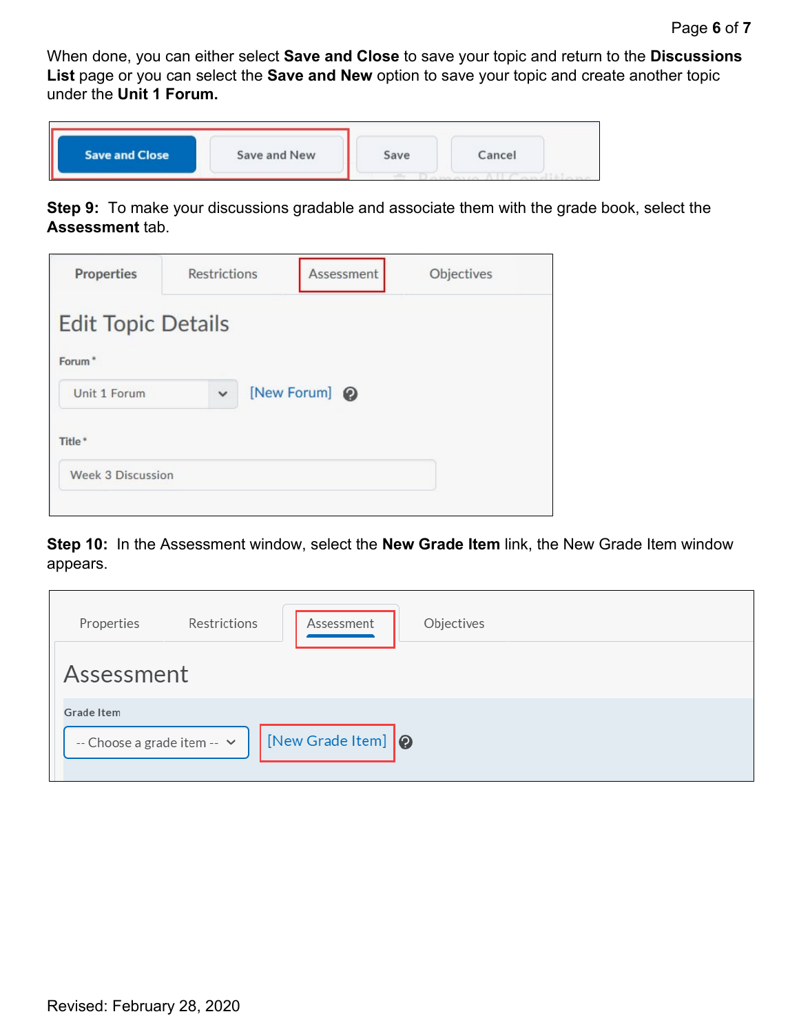When done, you can either select **Save and Close** to save your topic and return to the **Discussions List** page or you can select the **Save and New** option to save your topic and create another topic under the **Unit 1 Forum.**

**Step 9:** To make your discussions gradable and associate them with the grade book, select the **Assessment** tab.

**Step 10:** In the Assessment window, select the **New Grade Item** link, the New Grade Item window appears.

Revised: February 28, 2020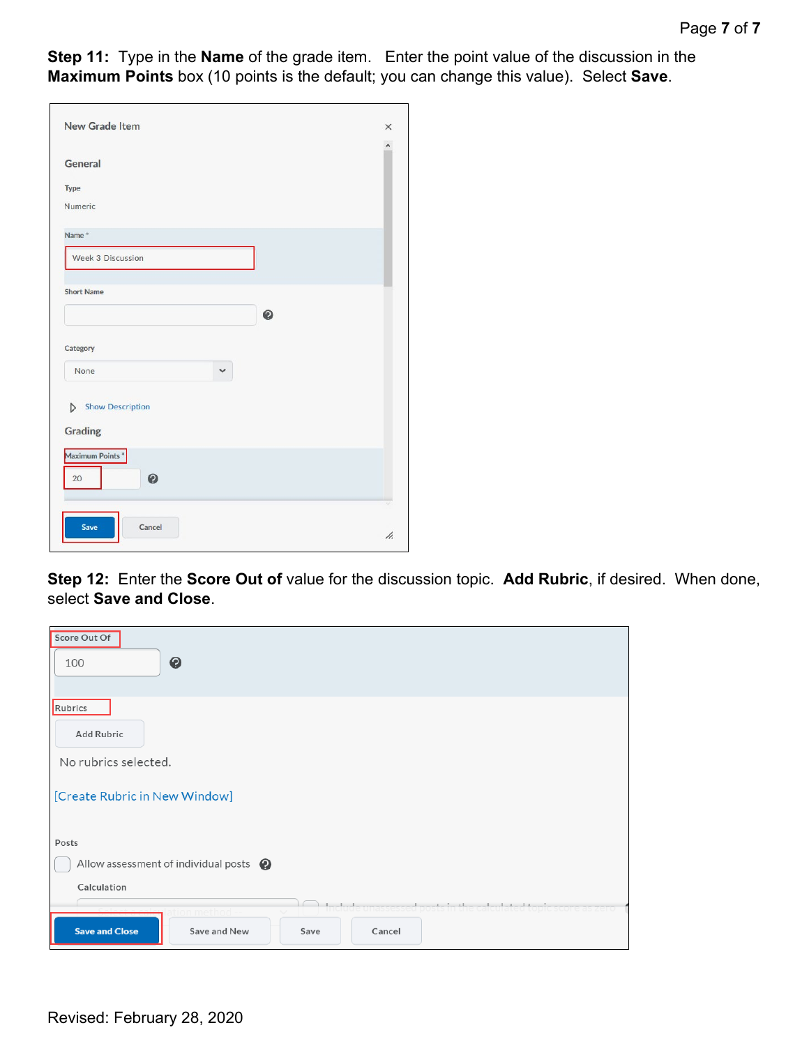**Step 11:** Type in the **Name** of the grade item. Enter the point value of the discussion in the **Maximum Points** box (10 points is the default; you can change this value). Select **Save**.

New Grade Item

General

Type

Numeric

Name *

Week 3 Discussion

Short Name

Category

None

Show Description

Grading

Maximum Points *

20

Save

Cancel

**Step 12:** Enter the **Score Out of** value for the discussion topic. **Add Rubric**, if desired. When done, select **Save and Close**.

Score Out Of

100

Rubrics

Add Rubric

No rubrics selected.

[Create Rubric in New Window]

Posts

Allow assessment of individual posts

Calculation

Save and Close

Save and New

Save

Cancel

Revised: February 28, 2020